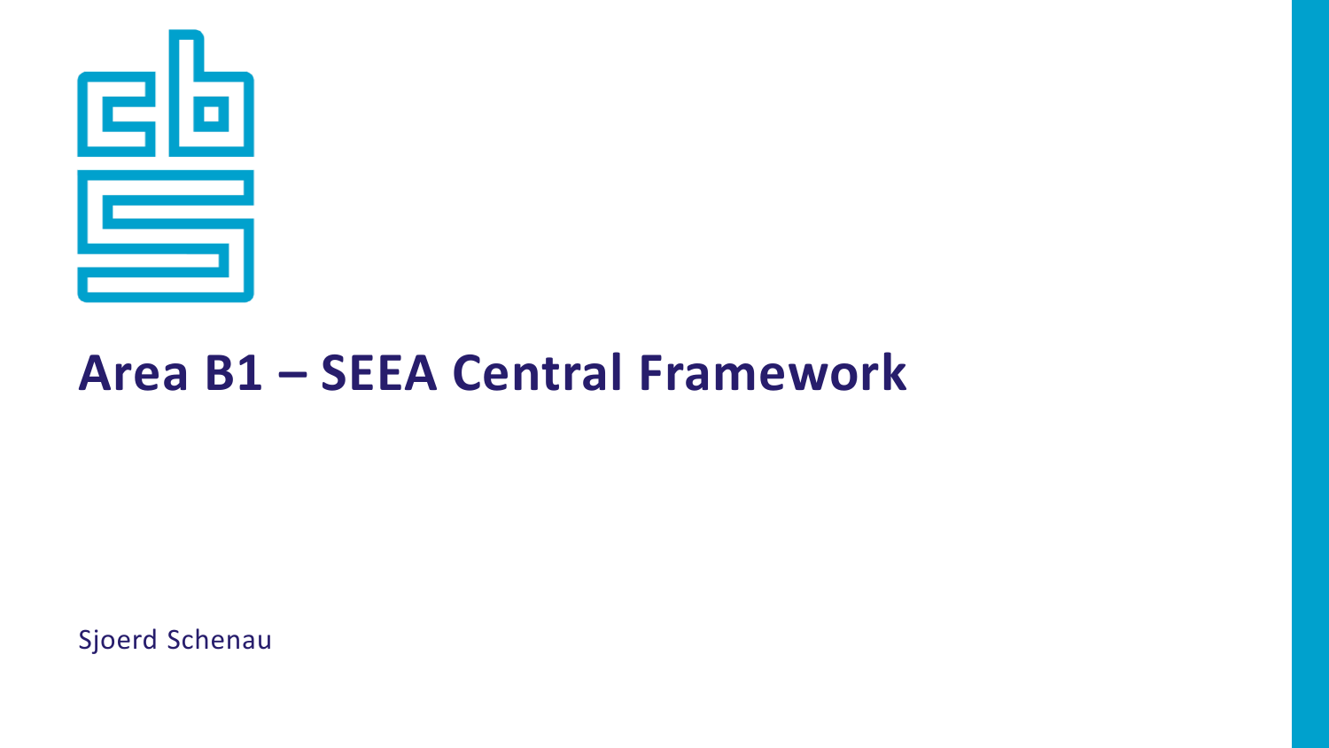# Area B1 – SEEA Central Framework

Sjoerd Schenau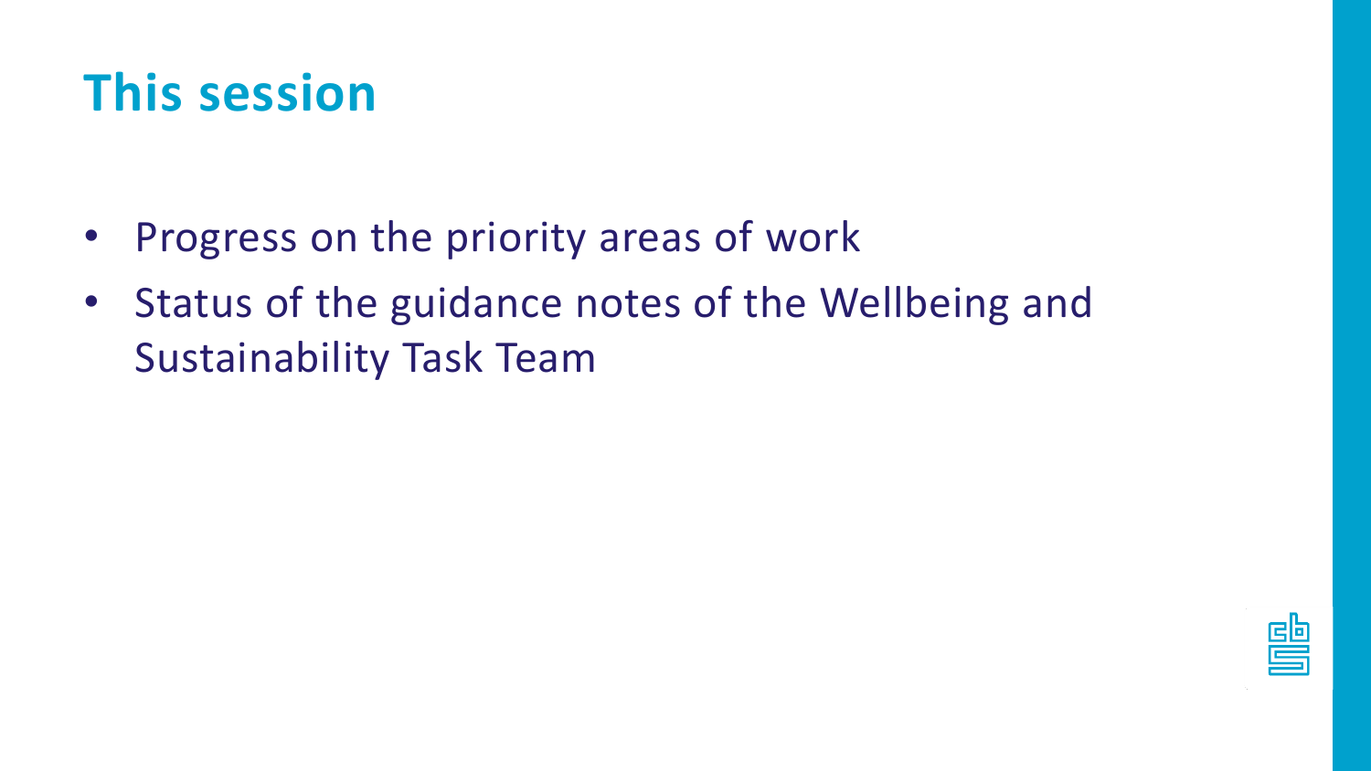# This session

- Progress on the priority areas of work
- Status of the guidance notes of the Wellbeing and Sustainability Task Team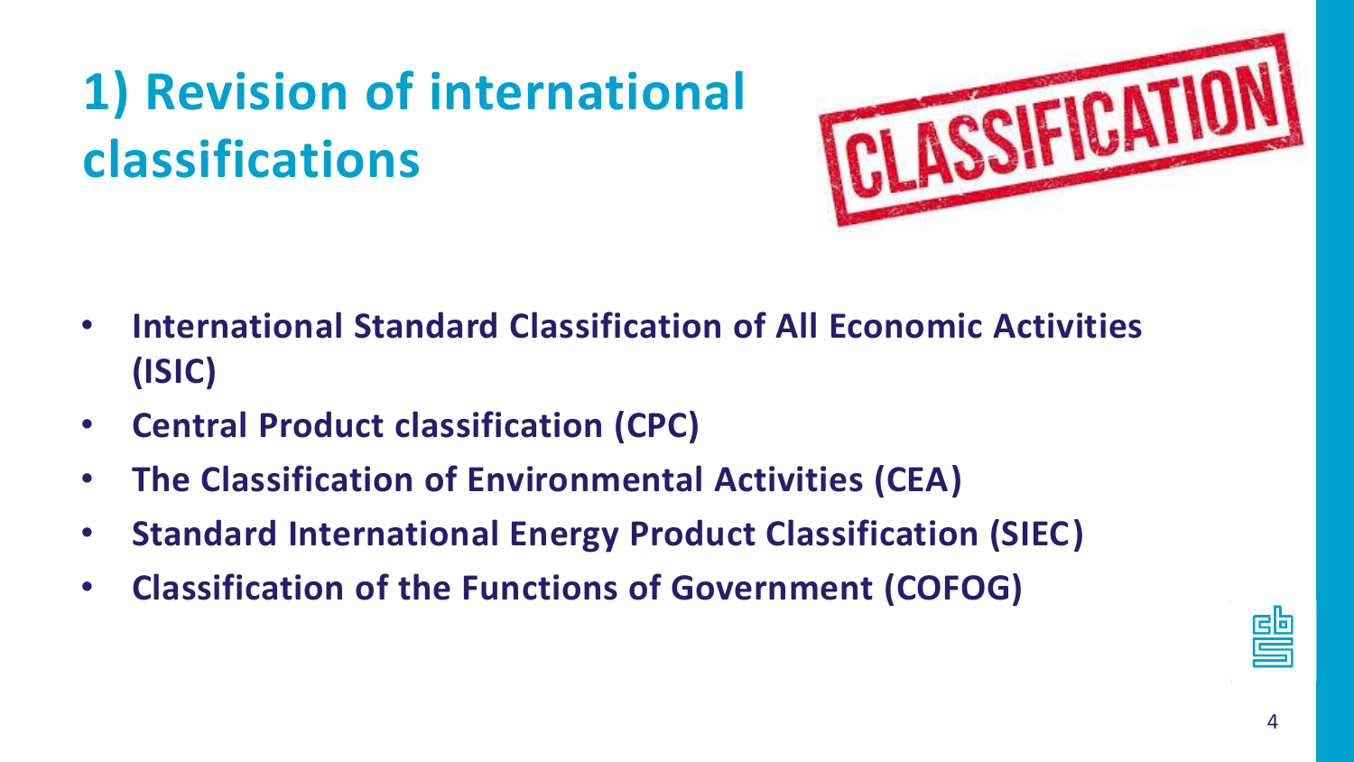# 1) Revision of international classifications

- **International Standard Classification of All Economic Activities (ISIC)**
- **Central Product classification (CPC)**
- **The Classification of Environmental Activities (CEA)**
- **Standard International Energy Product Classification (SIEC)**
- **Classification of the Functions of Government (COFOG)**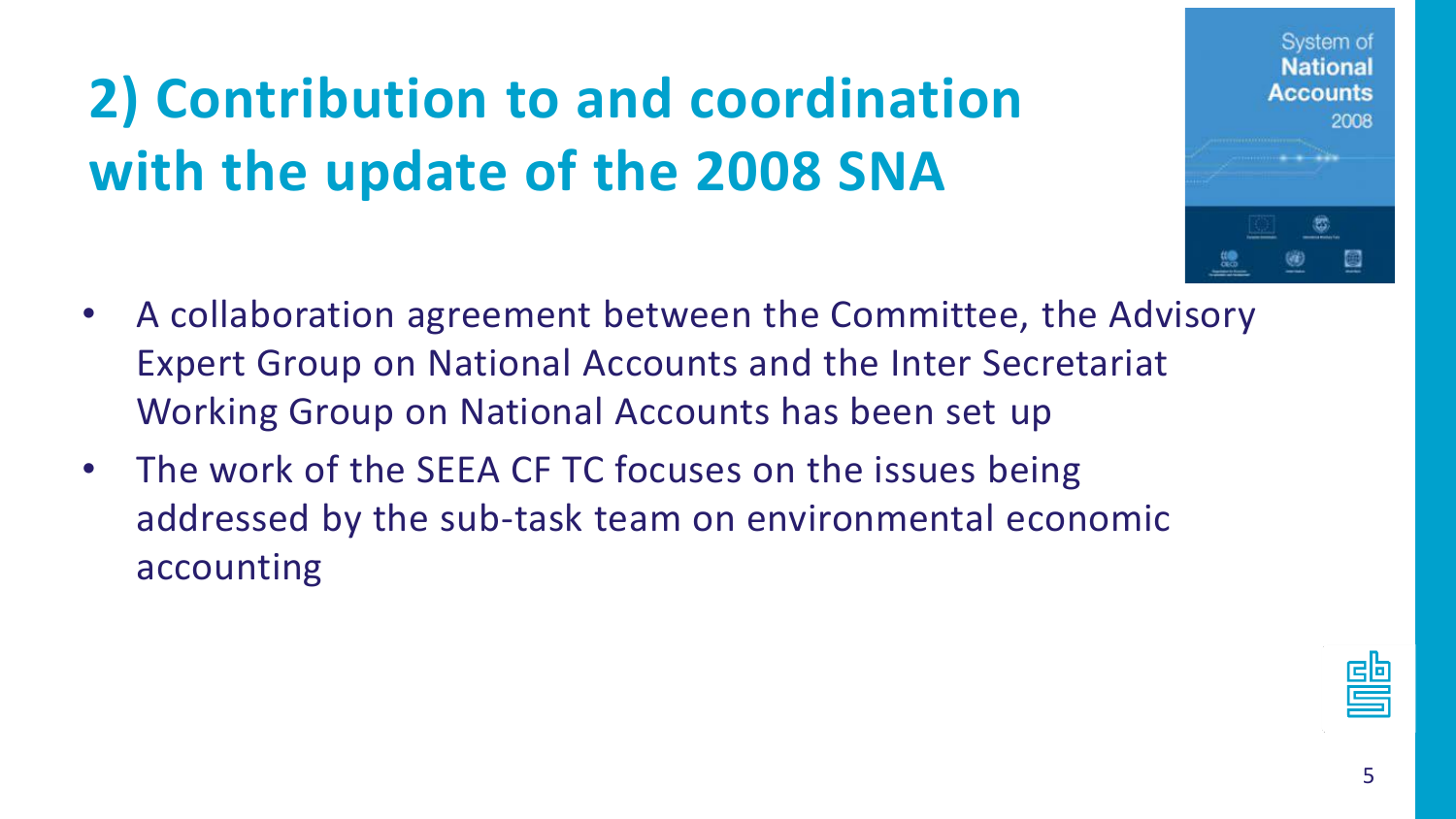# 2) Contribution to and coordination with the update of the 2008 SNA

- A collaboration agreement between the Committee, the Advisory Expert Group on National Accounts and the Inter Secretariat Working Group on National Accounts has been set up
- The work of the SEEA CF TC focuses on the issues being addressed by the sub-task team on environmental economic accounting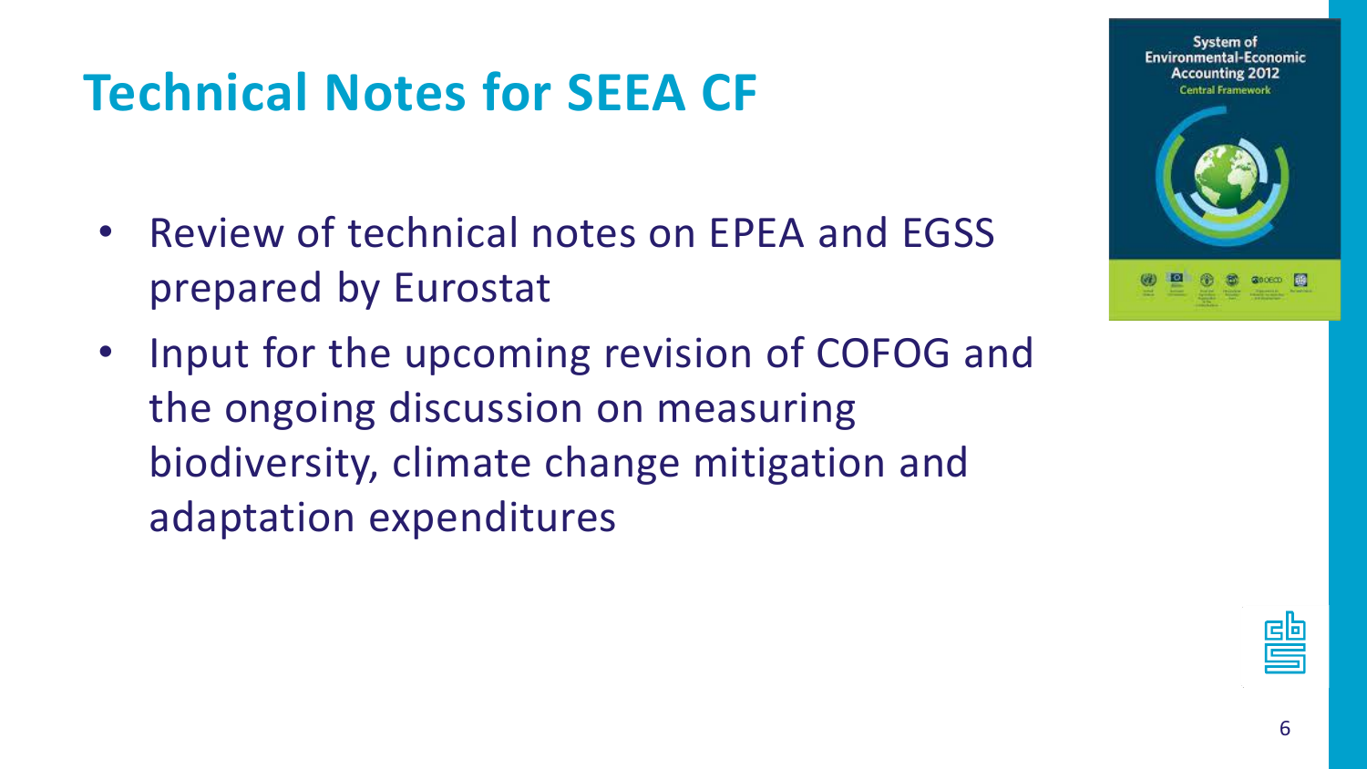# Technical Notes for SEEA CF

- Review of technical notes on EPEA and EGSS prepared by Eurostat
- Input for the upcoming revision of COFOG and the ongoing discussion on measuring biodiversity, climate change mitigation and adaptation expenditures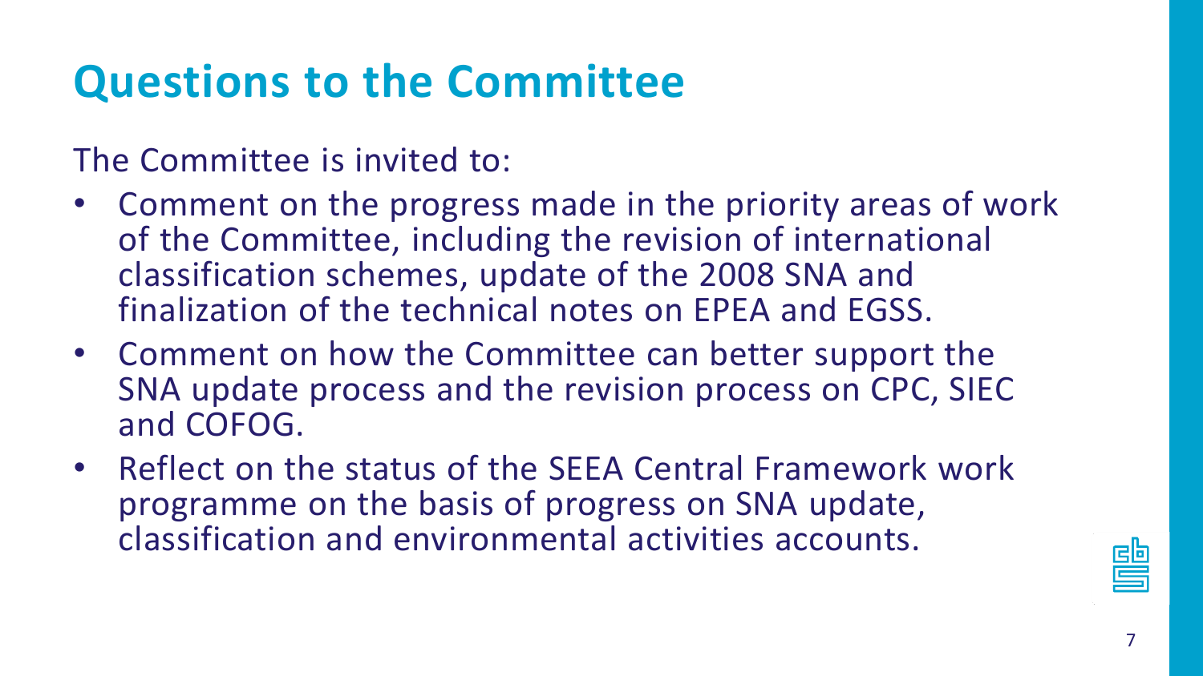# Questions to the Committee

The Committee is invited to:

- Comment on the progress made in the priority areas of work of the Committee, including the revision of international classification schemes, update of the 2008 SNA and finalization of the technical notes on EPEA and EGSS.
- Comment on how the Committee can better support the SNA update process and the revision process on CPC, SIEC and COFOG.
- Reflect on the status of the SEEA Central Framework work programme on the basis of progress on SNA update, classification and environmental activities accounts.